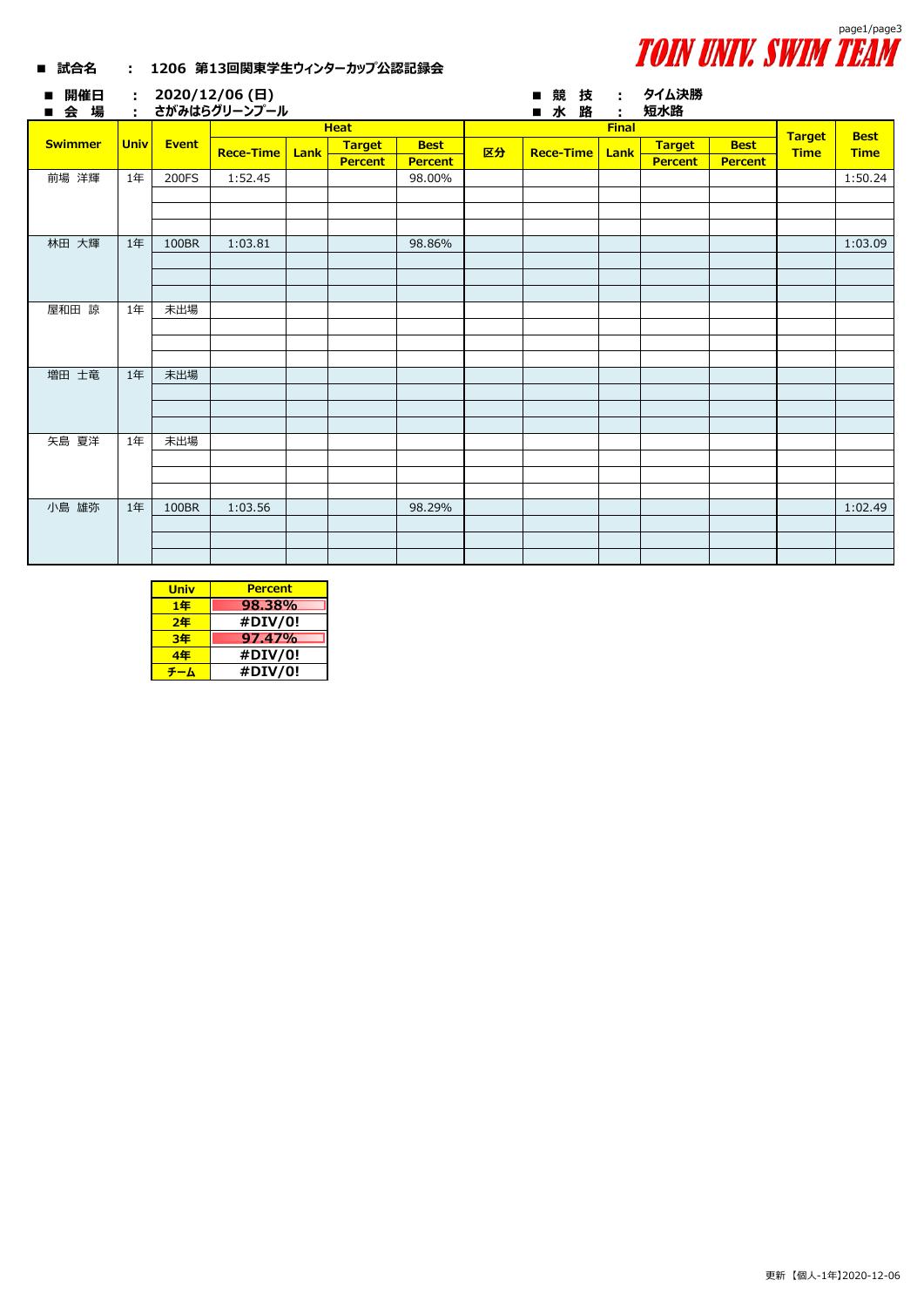**TOIN UNIV. SWIM TEAM**

■ 試合名　：　1206 第13回関東学生ウィンターカップ公認記録会

■ 開催日　：　2020/12/06 (日)　　　■ 競 技　：　タイム決勝

■ 会 場　：　さがみはらグリーンプール　　　■ 水 路　：　短水路

| Swimmer | Univ | Event | Heat | | | | Final | | | | | Target Time | Best Time |
|---|---|---|---|---|---|---|---|---|---|---|---|---|---|
| | | | Rece-Time | Lank | Target Percent | Best Percent | 区分 | Rece-Time | Lank | Target Percent | Best Percent | | |
| 前場 洋輝 | 1年 | 200FS | 1:52.45 | | | 98.00% | | | | | | | 1:50.24 |
| 林田 大輝 | 1年 | 100BR | 1:03.81 | | | 98.86% | | | | | | | 1:03.09 |
| 屋和田 諒 | 1年 | 未出場 | | | | | | | | | | | |
| 増田 士竜 | 1年 | 未出場 | | | | | | | | | | | |
| 矢島 夏洋 | 1年 | 未出場 | | | | | | | | | | | |
| 小島 雄弥 | 1年 | 100BR | 1:03.56 | | | 98.29% | | | | | | | 1:02.49 |

| Univ | Percent |
|---|---|
| 1年 | 98.38% |
| 2年 | #DIV/0! |
| 3年 | 97.47% |
| 4年 | #DIV/0! |
| チーム | #DIV/0! |

更新【個人-1年】2020-12-06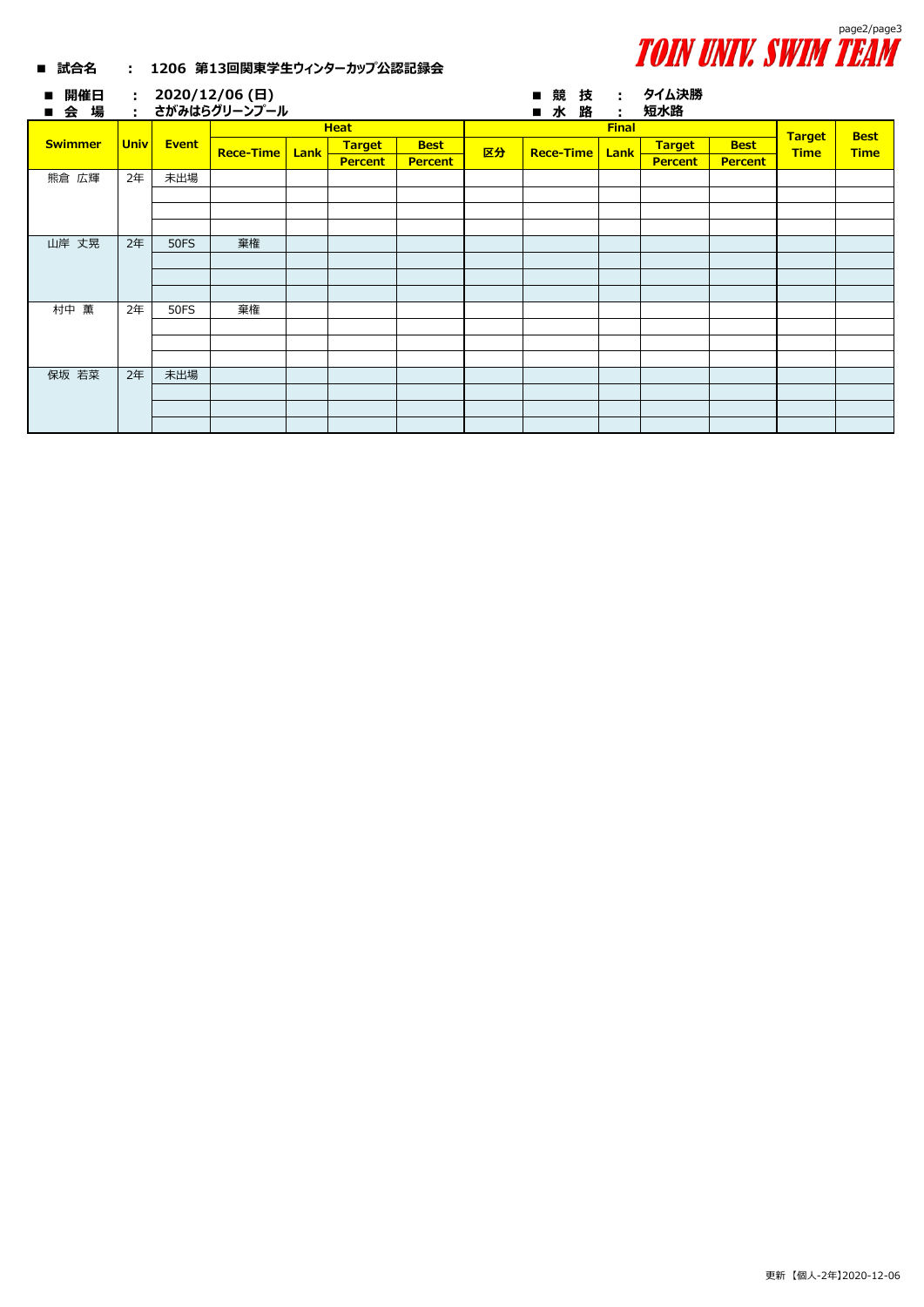# TOIN UNIV. SWIM TEAM

■ 試合名　:　1206 第13回関東学生ウィンターカップ公認記録会

■ 開催日　:　2020/12/06 (日)　　■ 競　技　:　タイム決勝

■ 会　場　:　さがみはらグリーンプール　　■ 水　路　:　短水路

| Swimmer | Univ | Event | Heat | | | | Final | | | | | Target Time | Best Time |
|---|---|---|---|---|---|---|---|---|---|---|---|---|---|
| | | | Rece-Time | Lank | Target Percent | Best Percent | 区分 | Rece-Time | Lank | Target Percent | Best Percent | | |
| 熊倉 広輝 | 2年 | 未出場 | | | | | | | | | | | |
| 山岸 丈晃 | 2年 | 50FS | 棄権 | | | | | | | | | | |
| 村中 薫 | 2年 | 50FS | 棄権 | | | | | | | | | | |
| 保坂 若菜 | 2年 | 未出場 | | | | | | | | | | | |

更新【個人-2年】2020-12-06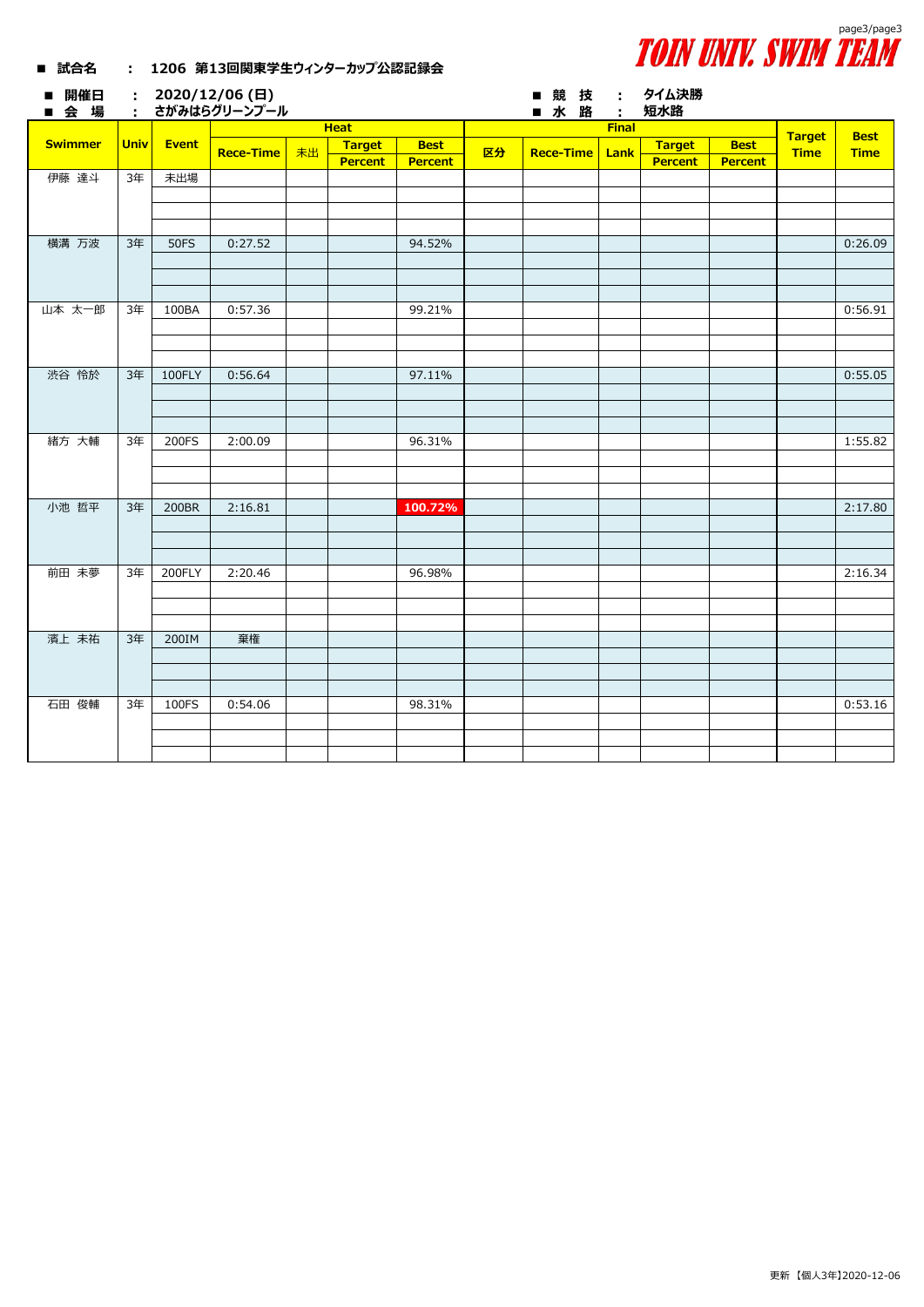**TOIN UNIV. SWIM TEAM**

■ 試合名　：　1206 第13回関東学生ウィンターカップ公認記録会

■ 開催日　：　2020/12/06 (日)

■ 会　場　：　さがみはらグリーンプール

■ 競　技　：　タイム決勝

■ 水　路　：　短水路

| Swimmer | Univ | Event | Heat | | | | Final | | | | | Target Time | Best Time |
|---|---|---|---|---|---|---|---|---|---|---|---|---|---|
| | | | Rece-Time | 未出 | Target Percent | Best Percent | 区分 | Rece-Time | Lank | Target Percent | Best Percent | | |
| 伊藤 達斗 | 3年 | 未出場 | | | | | | | | | | | |
| 横溝 万波 | 3年 | 50FS | 0:27.52 | | | 94.52% | | | | | | | 0:26.09 |
| 山本 太一郎 | 3年 | 100BA | 0:57.36 | | | 99.21% | | | | | | | 0:56.91 |
| 渋谷 怜於 | 3年 | 100FLY | 0:56.64 | | | 97.11% | | | | | | | 0:55.05 |
| 緒方 大輔 | 3年 | 200FS | 2:00.09 | | | 96.31% | | | | | | | 1:55.82 |
| 小池 哲平 | 3年 | 200BR | 2:16.81 | | | 100.72% | | | | | | | 2:17.80 |
| 前田 未夢 | 3年 | 200FLY | 2:20.46 | | | 96.98% | | | | | | | 2:16.34 |
| 濱上 未祐 | 3年 | 200IM | 棄権 | | | | | | | | | | |
| 石田 俊輔 | 3年 | 100FS | 0:54.06 | | | 98.31% | | | | | | | 0:53.16 |

更新 【個人3年】2020-12-06